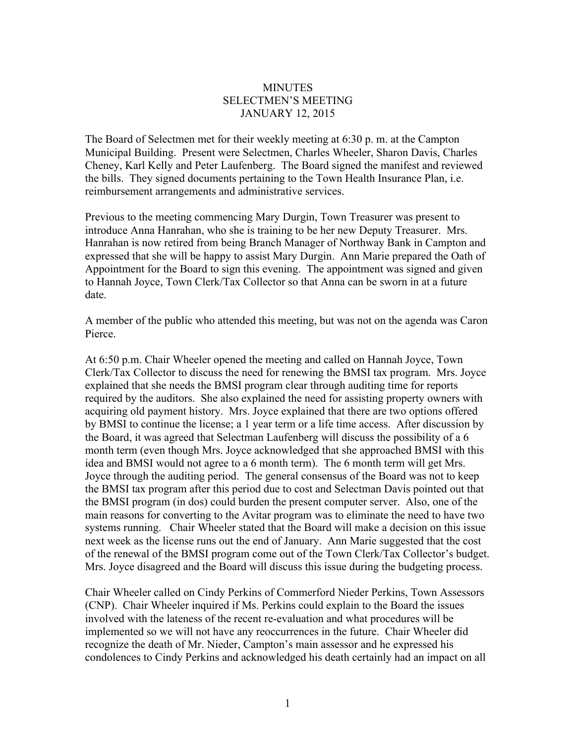# MINUTES
## SELECTMEN'S MEETING
## JANUARY 12, 2015

The Board of Selectmen met for their weekly meeting at 6:30 p. m. at the Campton Municipal Building. Present were Selectmen, Charles Wheeler, Sharon Davis, Charles Cheney, Karl Kelly and Peter Laufenberg. The Board signed the manifest and reviewed the bills. They signed documents pertaining to the Town Health Insurance Plan, i.e. reimbursement arrangements and administrative services.

Previous to the meeting commencing Mary Durgin, Town Treasurer was present to introduce Anna Hanrahan, who she is training to be her new Deputy Treasurer. Mrs. Hanrahan is now retired from being Branch Manager of Northway Bank in Campton and expressed that she will be happy to assist Mary Durgin. Ann Marie prepared the Oath of Appointment for the Board to sign this evening. The appointment was signed and given to Hannah Joyce, Town Clerk/Tax Collector so that Anna can be sworn in at a future date.

A member of the public who attended this meeting, but was not on the agenda was Caron Pierce.

At 6:50 p.m. Chair Wheeler opened the meeting and called on Hannah Joyce, Town Clerk/Tax Collector to discuss the need for renewing the BMSI tax program. Mrs. Joyce explained that she needs the BMSI program clear through auditing time for reports required by the auditors. She also explained the need for assisting property owners with acquiring old payment history. Mrs. Joyce explained that there are two options offered by BMSI to continue the license; a 1 year term or a life time access. After discussion by the Board, it was agreed that Selectman Laufenberg will discuss the possibility of a 6 month term (even though Mrs. Joyce acknowledged that she approached BMSI with this idea and BMSI would not agree to a 6 month term). The 6 month term will get Mrs. Joyce through the auditing period. The general consensus of the Board was not to keep the BMSI tax program after this period due to cost and Selectman Davis pointed out that the BMSI program (in dos) could burden the present computer server. Also, one of the main reasons for converting to the Avitar program was to eliminate the need to have two systems running. Chair Wheeler stated that the Board will make a decision on this issue next week as the license runs out the end of January. Ann Marie suggested that the cost of the renewal of the BMSI program come out of the Town Clerk/Tax Collector's budget. Mrs. Joyce disagreed and the Board will discuss this issue during the budgeting process.

Chair Wheeler called on Cindy Perkins of Commerford Nieder Perkins, Town Assessors (CNP). Chair Wheeler inquired if Ms. Perkins could explain to the Board the issues involved with the lateness of the recent re-evaluation and what procedures will be implemented so we will not have any reoccurrences in the future. Chair Wheeler did recognize the death of Mr. Nieder, Campton's main assessor and he expressed his condolences to Cindy Perkins and acknowledged his death certainly had an impact on all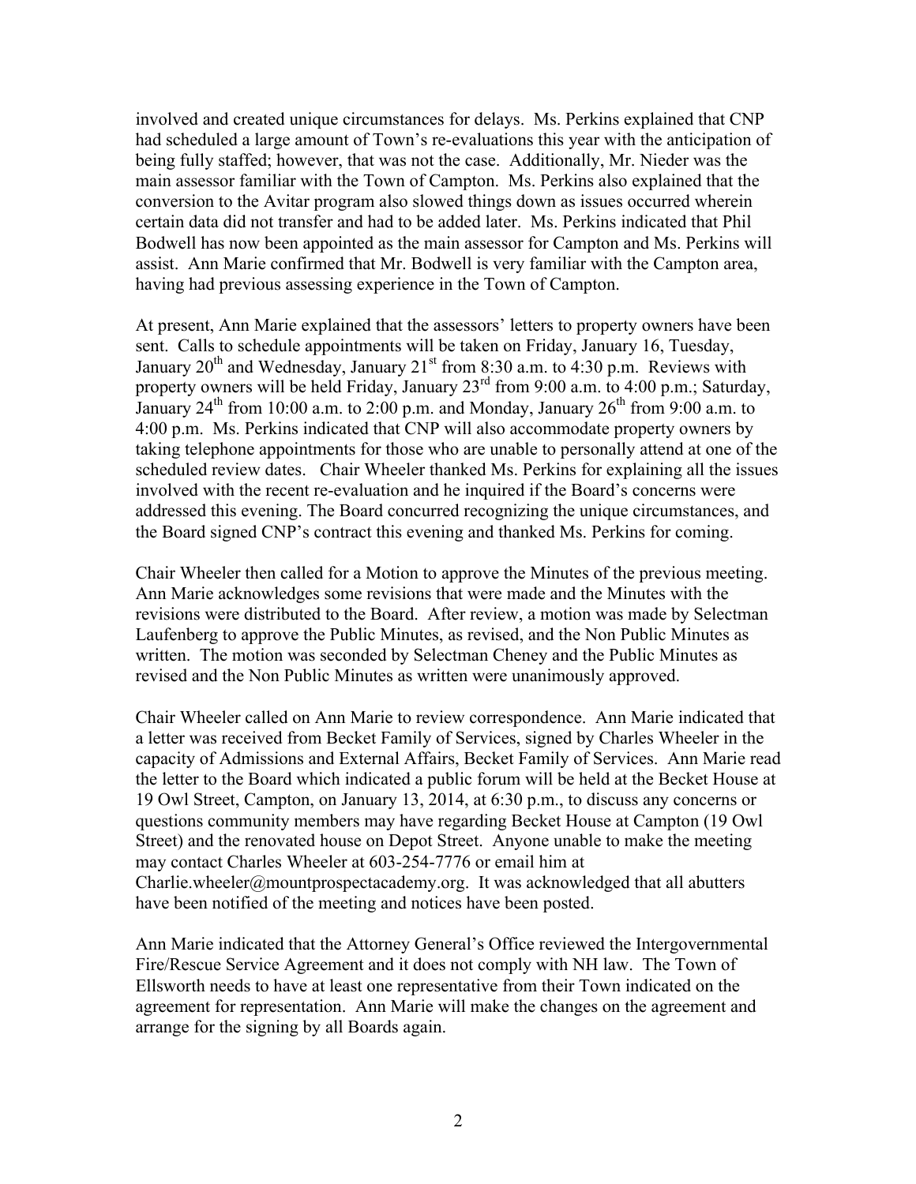involved and created unique circumstances for delays. Ms. Perkins explained that CNP had scheduled a large amount of Town's re-evaluations this year with the anticipation of being fully staffed; however, that was not the case. Additionally, Mr. Nieder was the main assessor familiar with the Town of Campton. Ms. Perkins also explained that the conversion to the Avitar program also slowed things down as issues occurred wherein certain data did not transfer and had to be added later. Ms. Perkins indicated that Phil Bodwell has now been appointed as the main assessor for Campton and Ms. Perkins will assist. Ann Marie confirmed that Mr. Bodwell is very familiar with the Campton area, having had previous assessing experience in the Town of Campton.

At present, Ann Marie explained that the assessors' letters to property owners have been sent. Calls to schedule appointments will be taken on Friday, January 16, Tuesday, January 20th and Wednesday, January 21st from 8:30 a.m. to 4:30 p.m. Reviews with property owners will be held Friday, January 23rd from 9:00 a.m. to 4:00 p.m.; Saturday, January 24th from 10:00 a.m. to 2:00 p.m. and Monday, January 26th from 9:00 a.m. to 4:00 p.m. Ms. Perkins indicated that CNP will also accommodate property owners by taking telephone appointments for those who are unable to personally attend at one of the scheduled review dates. Chair Wheeler thanked Ms. Perkins for explaining all the issues involved with the recent re-evaluation and he inquired if the Board's concerns were addressed this evening. The Board concurred recognizing the unique circumstances, and the Board signed CNP's contract this evening and thanked Ms. Perkins for coming.

Chair Wheeler then called for a Motion to approve the Minutes of the previous meeting. Ann Marie acknowledges some revisions that were made and the Minutes with the revisions were distributed to the Board. After review, a motion was made by Selectman Laufenberg to approve the Public Minutes, as revised, and the Non Public Minutes as written. The motion was seconded by Selectman Cheney and the Public Minutes as revised and the Non Public Minutes as written were unanimously approved.

Chair Wheeler called on Ann Marie to review correspondence. Ann Marie indicated that a letter was received from Becket Family of Services, signed by Charles Wheeler in the capacity of Admissions and External Affairs, Becket Family of Services. Ann Marie read the letter to the Board which indicated a public forum will be held at the Becket House at 19 Owl Street, Campton, on January 13, 2014, at 6:30 p.m., to discuss any concerns or questions community members may have regarding Becket House at Campton (19 Owl Street) and the renovated house on Depot Street. Anyone unable to make the meeting may contact Charles Wheeler at 603-254-7776 or email him at Charlie.wheeler@mountprospectacademy.org. It was acknowledged that all abutters have been notified of the meeting and notices have been posted.

Ann Marie indicated that the Attorney General's Office reviewed the Intergovernmental Fire/Rescue Service Agreement and it does not comply with NH law. The Town of Ellsworth needs to have at least one representative from their Town indicated on the agreement for representation. Ann Marie will make the changes on the agreement and arrange for the signing by all Boards again.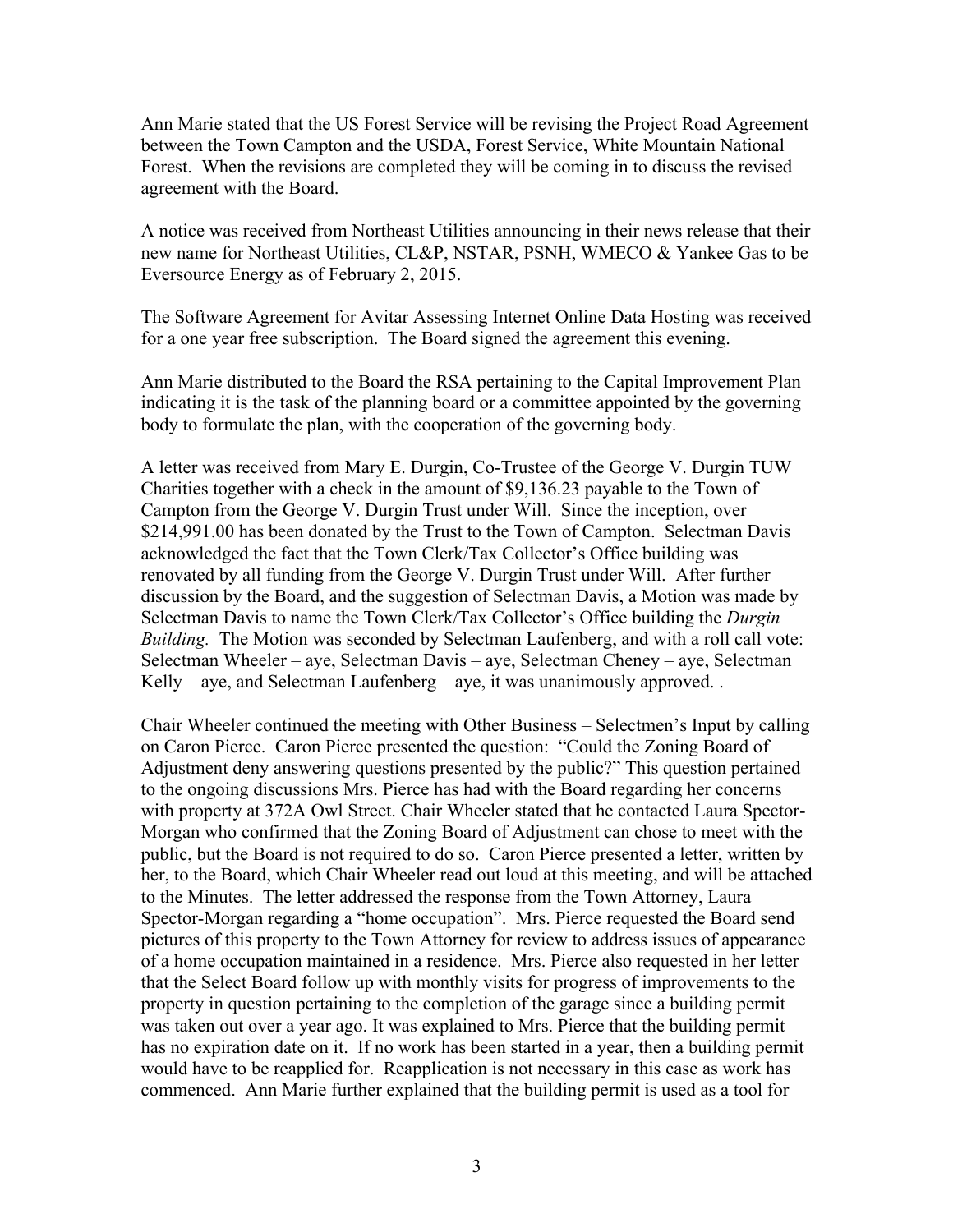Ann Marie stated that the US Forest Service will be revising the Project Road Agreement between the Town Campton and the USDA, Forest Service, White Mountain National Forest. When the revisions are completed they will be coming in to discuss the revised agreement with the Board.

A notice was received from Northeast Utilities announcing in their news release that their new name for Northeast Utilities, CL&P, NSTAR, PSNH, WMECO & Yankee Gas to be Eversource Energy as of February 2, 2015.

The Software Agreement for Avitar Assessing Internet Online Data Hosting was received for a one year free subscription. The Board signed the agreement this evening.

Ann Marie distributed to the Board the RSA pertaining to the Capital Improvement Plan indicating it is the task of the planning board or a committee appointed by the governing body to formulate the plan, with the cooperation of the governing body.

A letter was received from Mary E. Durgin, Co-Trustee of the George V. Durgin TUW Charities together with a check in the amount of $9,136.23 payable to the Town of Campton from the George V. Durgin Trust under Will. Since the inception, over $214,991.00 has been donated by the Trust to the Town of Campton. Selectman Davis acknowledged the fact that the Town Clerk/Tax Collector's Office building was renovated by all funding from the George V. Durgin Trust under Will. After further discussion by the Board, and the suggestion of Selectman Davis, a Motion was made by Selectman Davis to name the Town Clerk/Tax Collector's Office building the *Durgin Building.* The Motion was seconded by Selectman Laufenberg, and with a roll call vote: Selectman Wheeler – aye, Selectman Davis – aye, Selectman Cheney – aye, Selectman Kelly – aye, and Selectman Laufenberg – aye, it was unanimously approved. .

Chair Wheeler continued the meeting with Other Business – Selectmen's Input by calling on Caron Pierce. Caron Pierce presented the question: "Could the Zoning Board of Adjustment deny answering questions presented by the public?" This question pertained to the ongoing discussions Mrs. Pierce has had with the Board regarding her concerns with property at 372A Owl Street. Chair Wheeler stated that he contacted Laura Spector-Morgan who confirmed that the Zoning Board of Adjustment can chose to meet with the public, but the Board is not required to do so. Caron Pierce presented a letter, written by her, to the Board, which Chair Wheeler read out loud at this meeting, and will be attached to the Minutes. The letter addressed the response from the Town Attorney, Laura Spector-Morgan regarding a "home occupation". Mrs. Pierce requested the Board send pictures of this property to the Town Attorney for review to address issues of appearance of a home occupation maintained in a residence. Mrs. Pierce also requested in her letter that the Select Board follow up with monthly visits for progress of improvements to the property in question pertaining to the completion of the garage since a building permit was taken out over a year ago. It was explained to Mrs. Pierce that the building permit has no expiration date on it. If no work has been started in a year, then a building permit would have to be reapplied for. Reapplication is not necessary in this case as work has commenced. Ann Marie further explained that the building permit is used as a tool for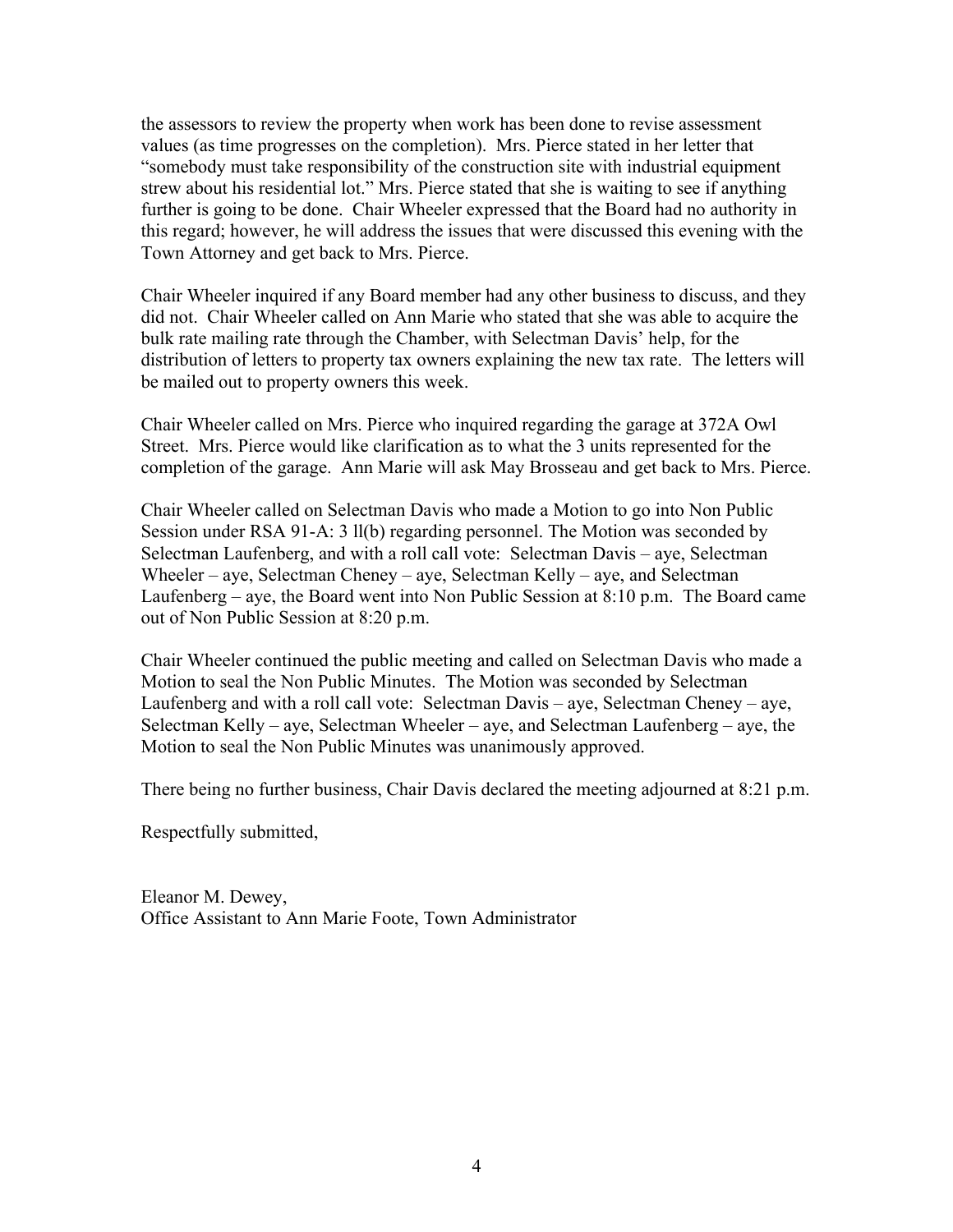the assessors to review the property when work has been done to revise assessment values (as time progresses on the completion). Mrs. Pierce stated in her letter that "somebody must take responsibility of the construction site with industrial equipment strew about his residential lot." Mrs. Pierce stated that she is waiting to see if anything further is going to be done. Chair Wheeler expressed that the Board had no authority in this regard; however, he will address the issues that were discussed this evening with the Town Attorney and get back to Mrs. Pierce.

Chair Wheeler inquired if any Board member had any other business to discuss, and they did not. Chair Wheeler called on Ann Marie who stated that she was able to acquire the bulk rate mailing rate through the Chamber, with Selectman Davis' help, for the distribution of letters to property tax owners explaining the new tax rate. The letters will be mailed out to property owners this week.

Chair Wheeler called on Mrs. Pierce who inquired regarding the garage at 372A Owl Street. Mrs. Pierce would like clarification as to what the 3 units represented for the completion of the garage. Ann Marie will ask May Brosseau and get back to Mrs. Pierce.

Chair Wheeler called on Selectman Davis who made a Motion to go into Non Public Session under RSA 91-A: 3 ll(b) regarding personnel. The Motion was seconded by Selectman Laufenberg, and with a roll call vote: Selectman Davis – aye, Selectman Wheeler – aye, Selectman Cheney – aye, Selectman Kelly – aye, and Selectman Laufenberg – aye, the Board went into Non Public Session at 8:10 p.m. The Board came out of Non Public Session at 8:20 p.m.

Chair Wheeler continued the public meeting and called on Selectman Davis who made a Motion to seal the Non Public Minutes. The Motion was seconded by Selectman Laufenberg and with a roll call vote: Selectman Davis – aye, Selectman Cheney – aye, Selectman Kelly – aye, Selectman Wheeler – aye, and Selectman Laufenberg – aye, the Motion to seal the Non Public Minutes was unanimously approved.

There being no further business, Chair Davis declared the meeting adjourned at 8:21 p.m.

Respectfully submitted,

Eleanor M. Dewey,
Office Assistant to Ann Marie Foote, Town Administrator